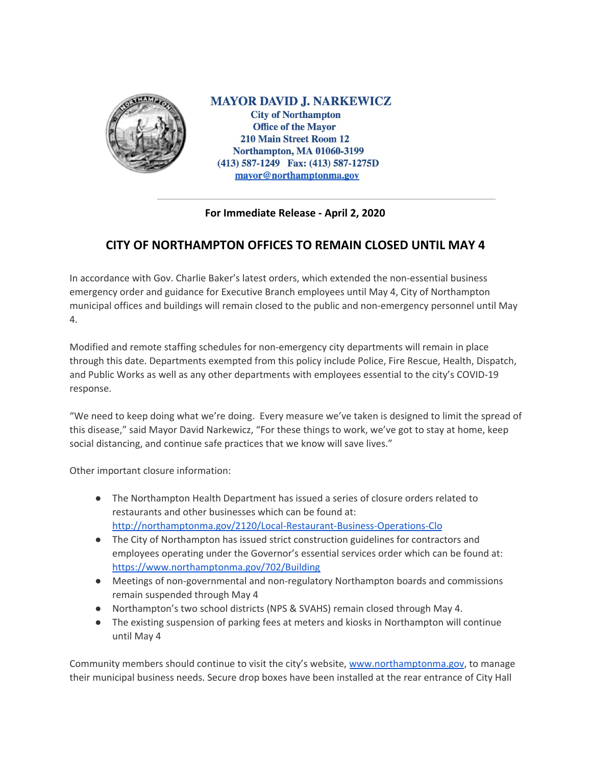**MAYOR DAVID J. NARKEWICZ**
**City of Northampton**
**Office of the Mayor**
**210 Main Street Room 12**
**Northampton, MA 01060-3199**
**(413) 587-1249 Fax: (413) 587-1275D**
**mayor@northamptonma.gov**

---

**For Immediate Release - April 2, 2020**

## CITY OF NORTHAMPTON OFFICES TO REMAIN CLOSED UNTIL MAY 4

In accordance with Gov. Charlie Baker's latest orders, which extended the non-essential business emergency order and guidance for Executive Branch employees until May 4, City of Northampton municipal offices and buildings will remain closed to the public and non-emergency personnel until May 4.

Modified and remote staffing schedules for non-emergency city departments will remain in place through this date. Departments exempted from this policy include Police, Fire Rescue, Health, Dispatch, and Public Works as well as any other departments with employees essential to the city's COVID-19 response.

"We need to keep doing what we're doing. Every measure we've taken is designed to limit the spread of this disease," said Mayor David Narkewicz, "For these things to work, we've got to stay at home, keep social distancing, and continue safe practices that we know will save lives."

Other important closure information:

- The Northampton Health Department has issued a series of closure orders related to restaurants and other businesses which can be found at: http://northamptonma.gov/2120/Local-Restaurant-Business-Operations-Clo
- The City of Northampton has issued strict construction guidelines for contractors and employees operating under the Governor's essential services order which can be found at: https://www.northamptonma.gov/702/Building
- Meetings of non-governmental and non-regulatory Northampton boards and commissions remain suspended through May 4
- Northampton's two school districts (NPS & SVAHS) remain closed through May 4.
- The existing suspension of parking fees at meters and kiosks in Northampton will continue until May 4

Community members should continue to visit the city's website, www.northamptonma.gov, to manage their municipal business needs. Secure drop boxes have been installed at the rear entrance of City Hall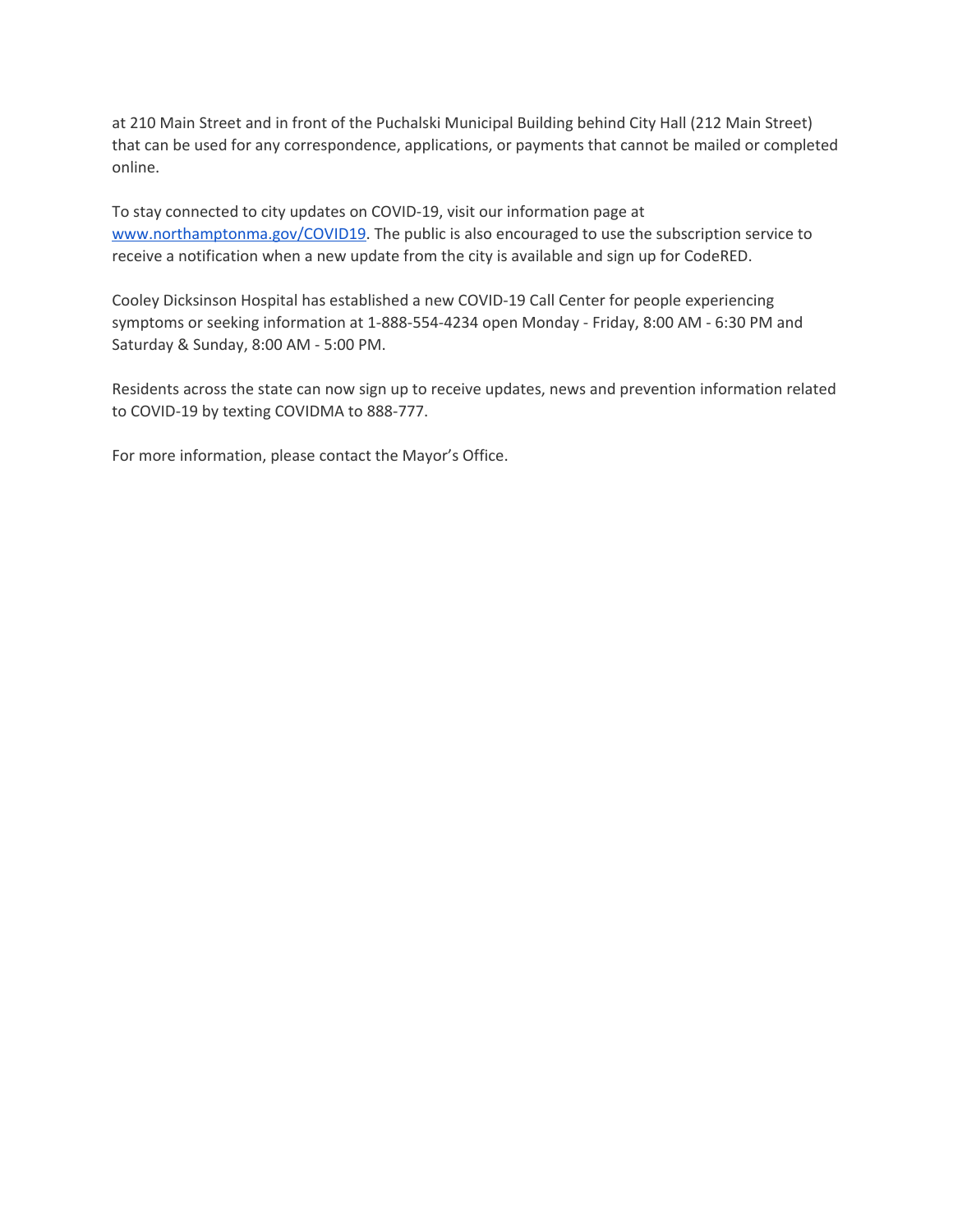at 210 Main Street and in front of the Puchalski Municipal Building behind City Hall (212 Main Street) that can be used for any correspondence, applications, or payments that cannot be mailed or completed online.

To stay connected to city updates on COVID-19, visit our information page at [www.northamptonma.gov/COVID19](http://www.northamptonma.gov/COVID19). The public is also encouraged to use the subscription service to receive a notification when a new update from the city is available and sign up for CodeRED.

Cooley Dicksinson Hospital has established a new COVID-19 Call Center for people experiencing symptoms or seeking information at 1-888-554-4234 open Monday - Friday, 8:00 AM - 6:30 PM and Saturday & Sunday, 8:00 AM - 5:00 PM.

Residents across the state can now sign up to receive updates, news and prevention information related to COVID-19 by texting COVIDMA to 888-777.

For more information, please contact the Mayor's Office.